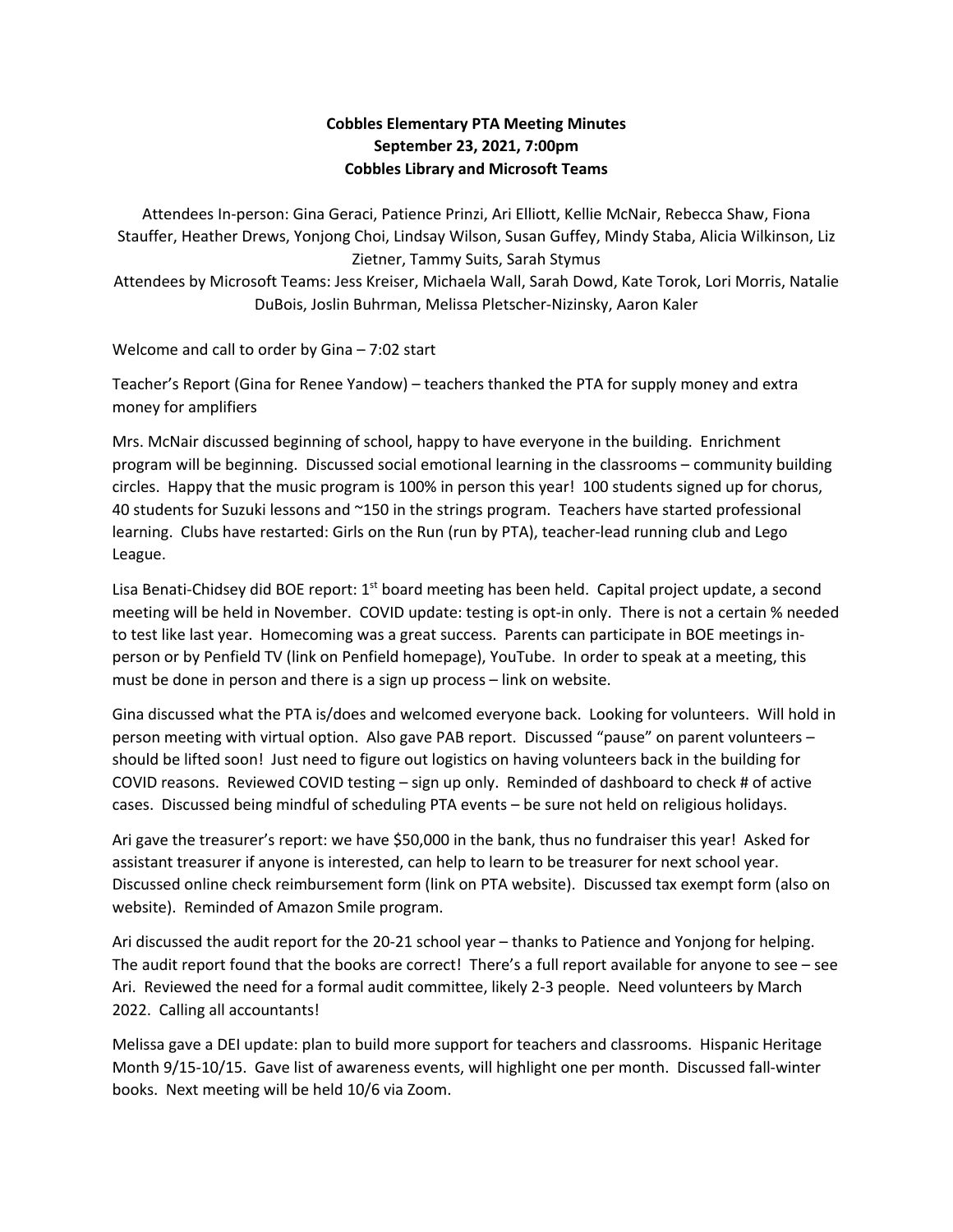**Cobbles Elementary PTA Meeting Minutes**
**September 23, 2021, 7:00pm**
**Cobbles Library and Microsoft Teams**

Attendees In-person: Gina Geraci, Patience Prinzi, Ari Elliott, Kellie McNair, Rebecca Shaw, Fiona Stauffer, Heather Drews, Yonjong Choi, Lindsay Wilson, Susan Guffey, Mindy Staba, Alicia Wilkinson, Liz Zietner, Tammy Suits, Sarah Stymus

Attendees by Microsoft Teams: Jess Kreiser, Michaela Wall, Sarah Dowd, Kate Torok, Lori Morris, Natalie DuBois, Joslin Buhrman, Melissa Pletscher-Nizinsky, Aaron Kaler

Welcome and call to order by Gina – 7:02 start

Teacher's Report (Gina for Renee Yandow) – teachers thanked the PTA for supply money and extra money for amplifiers

Mrs. McNair discussed beginning of school, happy to have everyone in the building. Enrichment program will be beginning. Discussed social emotional learning in the classrooms – community building circles. Happy that the music program is 100% in person this year! 100 students signed up for chorus, 40 students for Suzuki lessons and ~150 in the strings program. Teachers have started professional learning. Clubs have restarted: Girls on the Run (run by PTA), teacher-lead running club and Lego League.

Lisa Benati-Chidsey did BOE report: 1st board meeting has been held. Capital project update, a second meeting will be held in November. COVID update: testing is opt-in only. There is not a certain % needed to test like last year. Homecoming was a great success. Parents can participate in BOE meetings in-person or by Penfield TV (link on Penfield homepage), YouTube. In order to speak at a meeting, this must be done in person and there is a sign up process – link on website.

Gina discussed what the PTA is/does and welcomed everyone back. Looking for volunteers. Will hold in person meeting with virtual option. Also gave PAB report. Discussed "pause" on parent volunteers – should be lifted soon! Just need to figure out logistics on having volunteers back in the building for COVID reasons. Reviewed COVID testing – sign up only. Reminded of dashboard to check # of active cases. Discussed being mindful of scheduling PTA events – be sure not held on religious holidays.

Ari gave the treasurer's report: we have $50,000 in the bank, thus no fundraiser this year! Asked for assistant treasurer if anyone is interested, can help to learn to be treasurer for next school year. Discussed online check reimbursement form (link on PTA website). Discussed tax exempt form (also on website). Reminded of Amazon Smile program.

Ari discussed the audit report for the 20-21 school year – thanks to Patience and Yonjong for helping. The audit report found that the books are correct! There's a full report available for anyone to see – see Ari. Reviewed the need for a formal audit committee, likely 2-3 people. Need volunteers by March 2022. Calling all accountants!

Melissa gave a DEI update: plan to build more support for teachers and classrooms. Hispanic Heritage Month 9/15-10/15. Gave list of awareness events, will highlight one per month. Discussed fall-winter books. Next meeting will be held 10/6 via Zoom.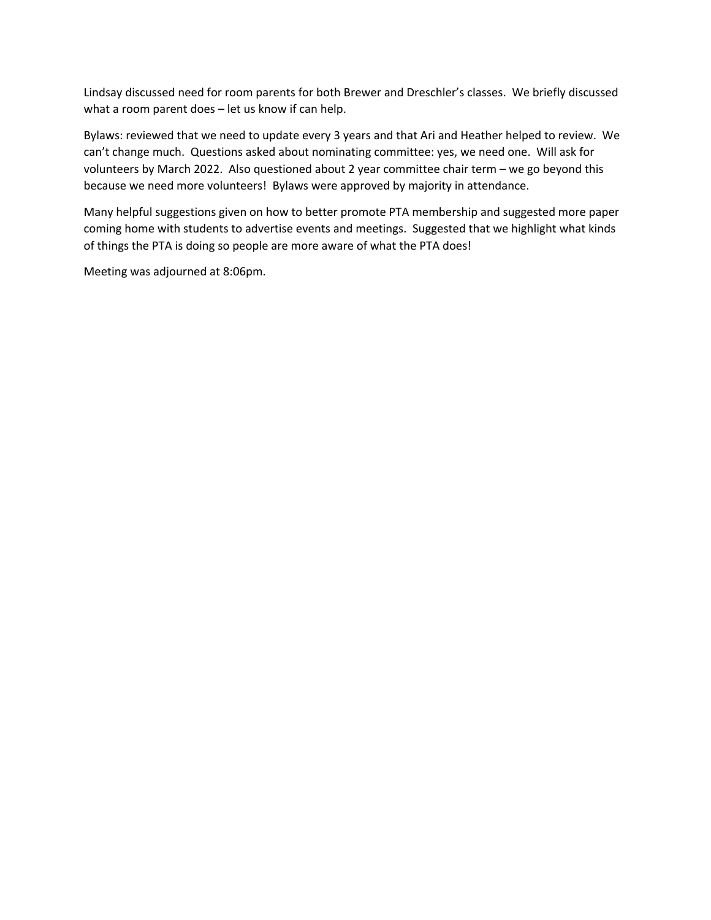Lindsay discussed need for room parents for both Brewer and Dreschler's classes. We briefly discussed what a room parent does – let us know if can help.

Bylaws: reviewed that we need to update every 3 years and that Ari and Heather helped to review. We can't change much. Questions asked about nominating committee: yes, we need one. Will ask for volunteers by March 2022. Also questioned about 2 year committee chair term – we go beyond this because we need more volunteers! Bylaws were approved by majority in attendance.

Many helpful suggestions given on how to better promote PTA membership and suggested more paper coming home with students to advertise events and meetings. Suggested that we highlight what kinds of things the PTA is doing so people are more aware of what the PTA does!

Meeting was adjourned at 8:06pm.